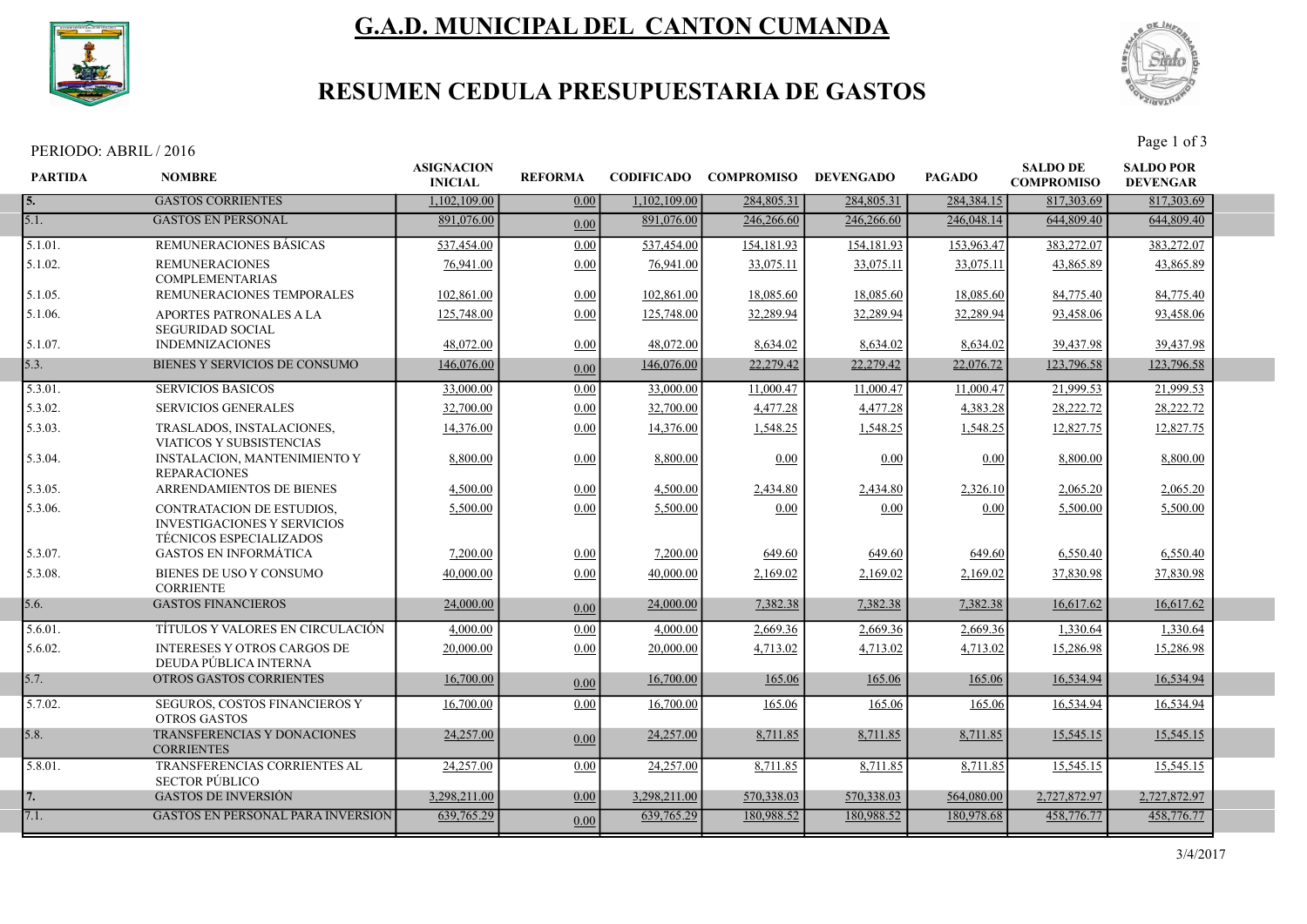# G.A.D. MUNICIPAL DEL CANTON CUMANDA

## RESUMEN CEDULA PRESUPUESTARIA DE GASTOS

PERIODO: ABRIL / 2016

| PARTIDA | NOMBRE | ASIGNACION INICIAL | REFORMA | CODIFICADO | COMPROMISO | DEVENGADO | PAGADO | SALDO DE COMPROMISO | SALDO POR DEVENGAR |
|---|---|---|---|---|---|---|---|---|---|
| 5. | GASTOS CORRIENTES | 1,102,109.00 | 0.00 | 1,102,109.00 | 284,805.31 | 284,805.31 | 284,384.15 | 817,303.69 | 817,303.69 |
| 5.1. | GASTOS EN PERSONAL | 891,076.00 | 0.00 | 891,076.00 | 246,266.60 | 246,266.60 | 246,048.14 | 644,809.40 | 644,809.40 |
| 5.1.01. | REMUNERACIONES BÁSICAS | 537,454.00 | 0.00 | 537,454.00 | 154,181.93 | 154,181.93 | 153,963.47 | 383,272.07 | 383,272.07 |
| 5.1.02. | REMUNERACIONES COMPLEMENTARIAS | 76,941.00 | 0.00 | 76,941.00 | 33,075.11 | 33,075.11 | 33,075.11 | 43,865.89 | 43,865.89 |
| 5.1.05. | REMUNERACIONES TEMPORALES | 102,861.00 | 0.00 | 102,861.00 | 18,085.60 | 18,085.60 | 18,085.60 | 84,775.40 | 84,775.40 |
| 5.1.06. | APORTES PATRONALES A LA SEGURIDAD SOCIAL | 125,748.00 | 0.00 | 125,748.00 | 32,289.94 | 32,289.94 | 32,289.94 | 93,458.06 | 93,458.06 |
| 5.1.07. | INDEMNIZACIONES | 48,072.00 | 0.00 | 48,072.00 | 8,634.02 | 8,634.02 | 8,634.02 | 39,437.98 | 39,437.98 |
| 5.3. | BIENES Y SERVICIOS DE CONSUMO | 146,076.00 | 0.00 | 146,076.00 | 22,279.42 | 22,279.42 | 22,076.72 | 123,796.58 | 123,796.58 |
| 5.3.01. | SERVICIOS BASICOS | 33,000.00 | 0.00 | 33,000.00 | 11,000.47 | 11,000.47 | 11,000.47 | 21,999.53 | 21,999.53 |
| 5.3.02. | SERVICIOS GENERALES | 32,700.00 | 0.00 | 32,700.00 | 4,477.28 | 4,477.28 | 4,383.28 | 28,222.72 | 28,222.72 |
| 5.3.03. | TRASLADOS, INSTALACIONES, VIATICOS Y SUBSISTENCIAS | 14,376.00 | 0.00 | 14,376.00 | 1,548.25 | 1,548.25 | 1,548.25 | 12,827.75 | 12,827.75 |
| 5.3.04. | INSTALACION, MANTENIMIENTO Y REPARACIONES | 8,800.00 | 0.00 | 8,800.00 | 0.00 | 0.00 | 0.00 | 8,800.00 | 8,800.00 |
| 5.3.05. | ARRENDAMIENTOS DE BIENES | 4,500.00 | 0.00 | 4,500.00 | 2,434.80 | 2,434.80 | 2,326.10 | 2,065.20 | 2,065.20 |
| 5.3.06. | CONTRATACION DE ESTUDIOS, INVESTIGACIONES Y SERVICIOS TÉCNICOS ESPECIALIZADOS | 5,500.00 | 0.00 | 5,500.00 | 0.00 | 0.00 | 0.00 | 5,500.00 | 5,500.00 |
| 5.3.07. | GASTOS EN INFORMÁTICA | 7,200.00 | 0.00 | 7,200.00 | 649.60 | 649.60 | 649.60 | 6,550.40 | 6,550.40 |
| 5.3.08. | BIENES DE USO Y CONSUMO CORRIENTE | 40,000.00 | 0.00 | 40,000.00 | 2,169.02 | 2,169.02 | 2,169.02 | 37,830.98 | 37,830.98 |
| 5.6. | GASTOS FINANCIEROS | 24,000.00 | 0.00 | 24,000.00 | 7,382.38 | 7,382.38 | 7,382.38 | 16,617.62 | 16,617.62 |
| 5.6.01. | TÍTULOS Y VALORES EN CIRCULACIÓN | 4,000.00 | 0.00 | 4,000.00 | 2,669.36 | 2,669.36 | 2,669.36 | 1,330.64 | 1,330.64 |
| 5.6.02. | INTERESES Y OTROS CARGOS DE DEUDA PÚBLICA INTERNA | 20,000.00 | 0.00 | 20,000.00 | 4,713.02 | 4,713.02 | 4,713.02 | 15,286.98 | 15,286.98 |
| 5.7. | OTROS GASTOS CORRIENTES | 16,700.00 | 0.00 | 16,700.00 | 165.06 | 165.06 | 165.06 | 16,534.94 | 16,534.94 |
| 5.7.02. | SEGUROS, COSTOS FINANCIEROS Y OTROS GASTOS | 16,700.00 | 0.00 | 16,700.00 | 165.06 | 165.06 | 165.06 | 16,534.94 | 16,534.94 |
| 5.8. | TRANSFERENCIAS Y DONACIONES CORRIENTES | 24,257.00 | 0.00 | 24,257.00 | 8,711.85 | 8,711.85 | 8,711.85 | 15,545.15 | 15,545.15 |
| 5.8.01. | TRANSFERENCIAS CORRIENTES AL SECTOR PÚBLICO | 24,257.00 | 0.00 | 24,257.00 | 8,711.85 | 8,711.85 | 8,711.85 | 15,545.15 | 15,545.15 |
| 7. | GASTOS DE INVERSIÓN | 3,298,211.00 | 0.00 | 3,298,211.00 | 570,338.03 | 570,338.03 | 564,080.00 | 2,727,872.97 | 2,727,872.97 |
| 7.1. | GASTOS EN PERSONAL PARA INVERSION | 639,765.29 | 0.00 | 639,765.29 | 180,988.52 | 180,988.52 | 180,978.68 | 458,776.77 | 458,776.77 |

3/4/2017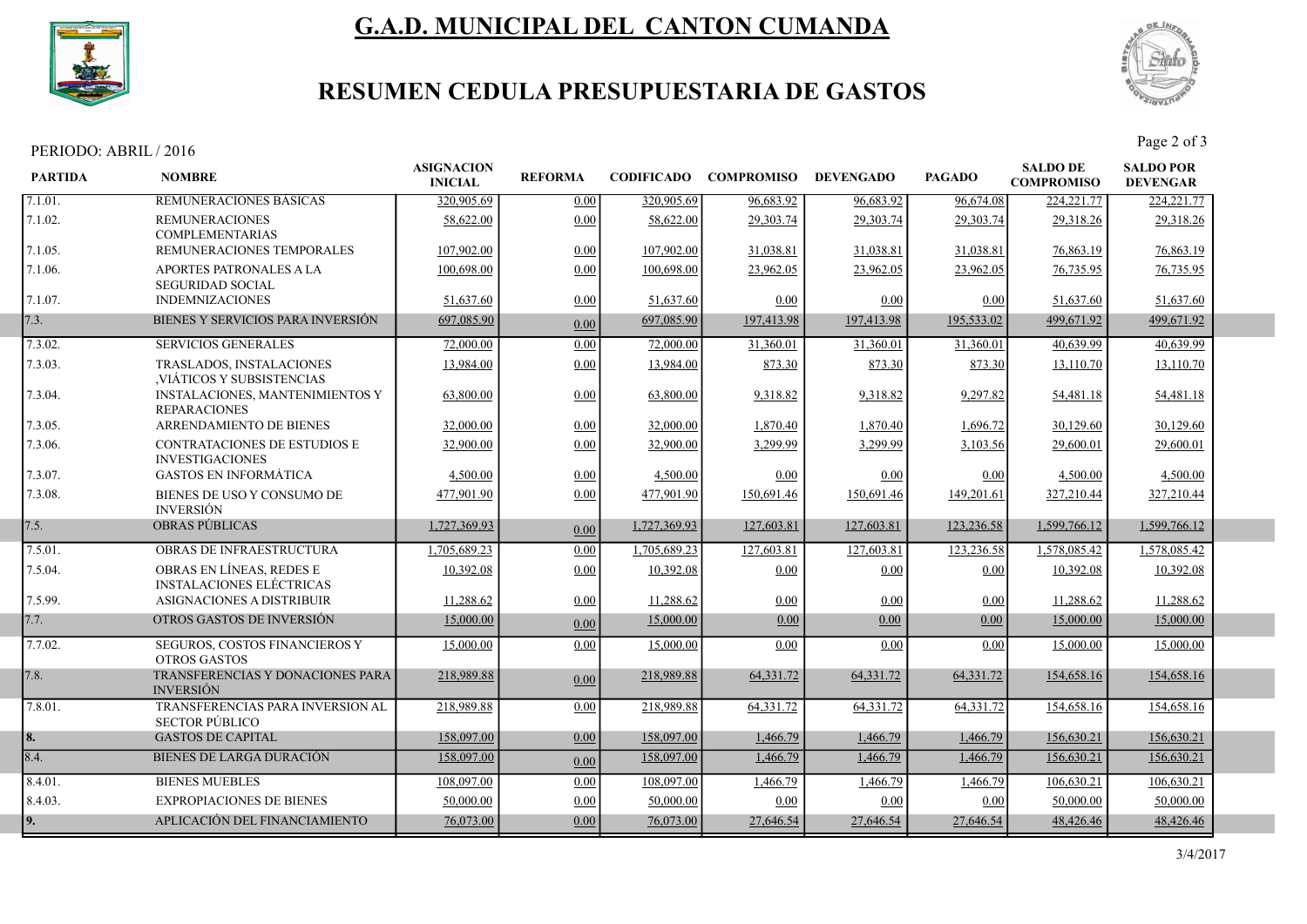# G.A.D. MUNICIPAL DEL CANTON CUMANDA

## RESUMEN CEDULA PRESUPUESTARIA DE GASTOS

PERIODO: ABRIL / 2016

| PARTIDA | NOMBRE | ASIGNACION INICIAL | REFORMA | CODIFICADO | COMPROMISO | DEVENGADO | PAGADO | SALDO DE COMPROMISO | SALDO POR DEVENGAR |
|---|---|---|---|---|---|---|---|---|---|
| 7.1.01. | REMUNERACIONES BÁSICAS | 320,905.69 | 0.00 | 320,905.69 | 96,683.92 | 96,683.92 | 96,674.08 | 224,221.77 | 224,221.77 |
| 7.1.02. | REMUNERACIONES COMPLEMENTARIAS | 58,622.00 | 0.00 | 58,622.00 | 29,303.74 | 29,303.74 | 29,303.74 | 29,318.26 | 29,318.26 |
| 7.1.05. | REMUNERACIONES TEMPORALES | 107,902.00 | 0.00 | 107,902.00 | 31,038.81 | 31,038.81 | 31,038.81 | 76,863.19 | 76,863.19 |
| 7.1.06. | APORTES PATRONALES A LA SEGURIDAD SOCIAL | 100,698.00 | 0.00 | 100,698.00 | 23,962.05 | 23,962.05 | 23,962.05 | 76,735.95 | 76,735.95 |
| 7.1.07. | INDEMNIZACIONES | 51,637.60 | 0.00 | 51,637.60 | 0.00 | 0.00 | 0.00 | 51,637.60 | 51,637.60 |
| 7.3. | BIENES Y SERVICIOS PARA INVERSIÓN | 697,085.90 | 0.00 | 697,085.90 | 197,413.98 | 197,413.98 | 195,533.02 | 499,671.92 | 499,671.92 |
| 7.3.02. | SERVICIOS GENERALES | 72,000.00 | 0.00 | 72,000.00 | 31,360.01 | 31,360.01 | 31,360.01 | 40,639.99 | 40,639.99 |
| 7.3.03. | TRASLADOS, INSTALACIONES ,VIÁTICOS Y SUBSISTENCIAS | 13,984.00 | 0.00 | 13,984.00 | 873.30 | 873.30 | 873.30 | 13,110.70 | 13,110.70 |
| 7.3.04. | INSTALACIONES, MANTENIMIENTOS Y REPARACIONES | 63,800.00 | 0.00 | 63,800.00 | 9,318.82 | 9,318.82 | 9,297.82 | 54,481.18 | 54,481.18 |
| 7.3.05. | ARRENDAMIENTO DE BIENES | 32,000.00 | 0.00 | 32,000.00 | 1,870.40 | 1,870.40 | 1,696.72 | 30,129.60 | 30,129.60 |
| 7.3.06. | CONTRATACIONES DE ESTUDIOS E INVESTIGACIONES | 32,900.00 | 0.00 | 32,900.00 | 3,299.99 | 3,299.99 | 3,103.56 | 29,600.01 | 29,600.01 |
| 7.3.07. | GASTOS EN INFORMÁTICA | 4,500.00 | 0.00 | 4,500.00 | 0.00 | 0.00 | 0.00 | 4,500.00 | 4,500.00 |
| 7.3.08. | BIENES DE USO Y CONSUMO DE INVERSIÓN | 477,901.90 | 0.00 | 477,901.90 | 150,691.46 | 150,691.46 | 149,201.61 | 327,210.44 | 327,210.44 |
| 7.5. | OBRAS PÚBLICAS | 1,727,369.93 | 0.00 | 1,727,369.93 | 127,603.81 | 127,603.81 | 123,236.58 | 1,599,766.12 | 1,599,766.12 |
| 7.5.01. | OBRAS DE INFRAESTRUCTURA | 1,705,689.23 | 0.00 | 1,705,689.23 | 127,603.81 | 127,603.81 | 123,236.58 | 1,578,085.42 | 1,578,085.42 |
| 7.5.04. | OBRAS EN LÍNEAS, REDES E INSTALACIONES ELÉCTRICAS | 10,392.08 | 0.00 | 10,392.08 | 0.00 | 0.00 | 0.00 | 10,392.08 | 10,392.08 |
| 7.5.99. | ASIGNACIONES A DISTRIBUIR | 11,288.62 | 0.00 | 11,288.62 | 0.00 | 0.00 | 0.00 | 11,288.62 | 11,288.62 |
| 7.7. | OTROS GASTOS DE INVERSIÓN | 15,000.00 | 0.00 | 15,000.00 | 0.00 | 0.00 | 0.00 | 15,000.00 | 15,000.00 |
| 7.7.02. | SEGUROS, COSTOS FINANCIEROS Y OTROS GASTOS | 15,000.00 | 0.00 | 15,000.00 | 0.00 | 0.00 | 0.00 | 15,000.00 | 15,000.00 |
| 7.8. | TRANSFERENCIAS Y DONACIONES PARA INVERSIÓN | 218,989.88 | 0.00 | 218,989.88 | 64,331.72 | 64,331.72 | 64,331.72 | 154,658.16 | 154,658.16 |
| 7.8.01. | TRANSFERENCIAS PARA INVERSION AL SECTOR PÚBLICO | 218,989.88 | 0.00 | 218,989.88 | 64,331.72 | 64,331.72 | 64,331.72 | 154,658.16 | 154,658.16 |
| 8. | GASTOS DE CAPITAL | 158,097.00 | 0.00 | 158,097.00 | 1,466.79 | 1,466.79 | 1,466.79 | 156,630.21 | 156,630.21 |
| 8.4. | BIENES DE LARGA DURACIÓN | 158,097.00 | 0.00 | 158,097.00 | 1,466.79 | 1,466.79 | 1,466.79 | 156,630.21 | 156,630.21 |
| 8.4.01. | BIENES MUEBLES | 108,097.00 | 0.00 | 108,097.00 | 1,466.79 | 1,466.79 | 1,466.79 | 106,630.21 | 106,630.21 |
| 8.4.03. | EXPROPIACIONES DE BIENES | 50,000.00 | 0.00 | 50,000.00 | 0.00 | 0.00 | 0.00 | 50,000.00 | 50,000.00 |
| 9. | APLICACIÓN DEL FINANCIAMIENTO | 76,073.00 | 0.00 | 76,073.00 | 27,646.54 | 27,646.54 | 27,646.54 | 48,426.46 | 48,426.46 |

3/4/2017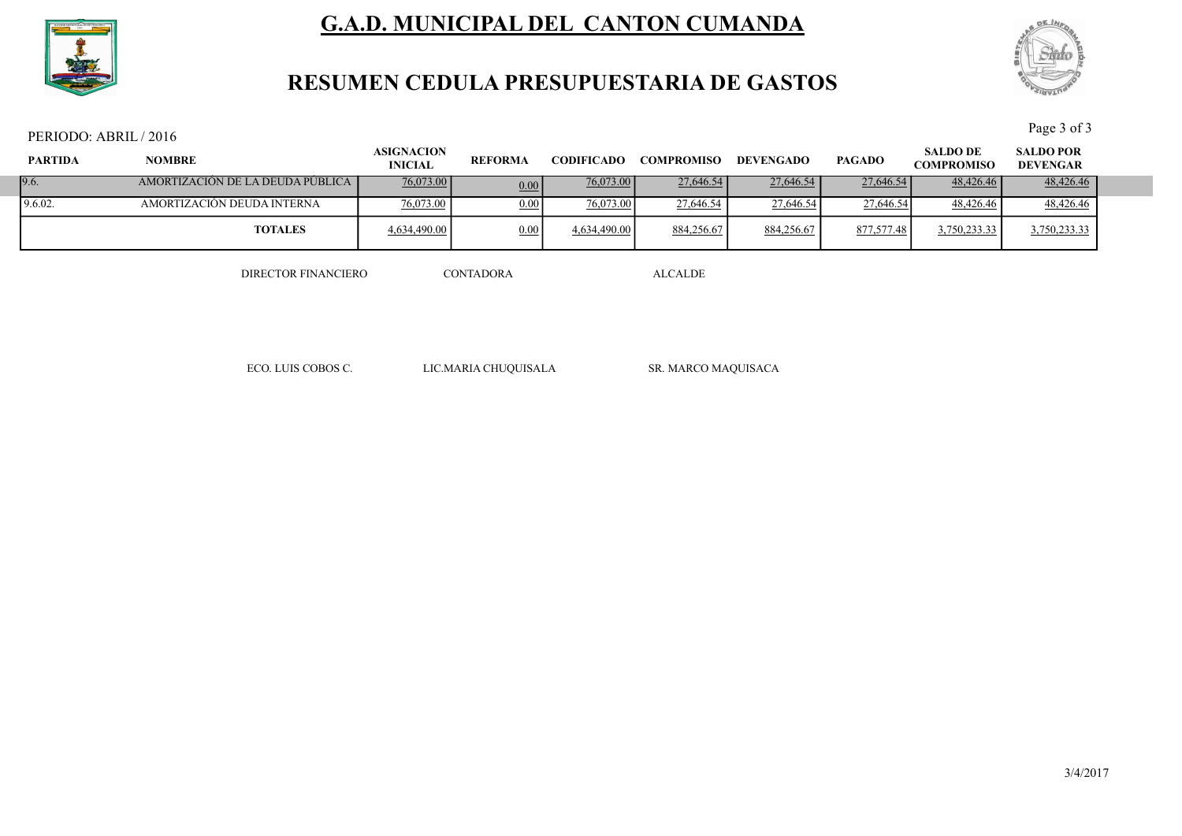# G.A.D. MUNICIPAL DEL CANTON CUMANDA

## RESUMEN CEDULA PRESUPUESTARIA DE GASTOS

PERIODO: ABRIL / 2016

| PARTIDA | NOMBRE | ASIGNACION INICIAL | REFORMA | CODIFICADO | COMPROMISO | DEVENGADO | PAGADO | SALDO DE COMPROMISO | SALDO POR DEVENGAR |
|---|---|---|---|---|---|---|---|---|---|
| 9.6. | AMORTIZACIÓN DE LA DEUDA PÚBLICA | 76,073.00 | 0.00 | 76,073.00 | 27,646.54 | 27,646.54 | 27,646.54 | 48,426.46 | 48,426.46 |
| 9.6.02. | AMORTIZACIÓN DEUDA INTERNA | 76,073.00 | 0.00 | 76,073.00 | 27,646.54 | 27,646.54 | 27,646.54 | 48,426.46 | 48,426.46 |
| | **TOTALES** | 4,634,490.00 | 0.00 | 4,634,490.00 | 884,256.67 | 884,256.67 | 877,577.48 | 3,750,233.33 | 3,750,233.33 |

DIRECTOR FINANCIERO — CONTADORA — ALCALDE

ECO. LUIS COBOS C. — LIC.MARIA CHUQUISALA — SR. MARCO MAQUISACA

3/4/2017